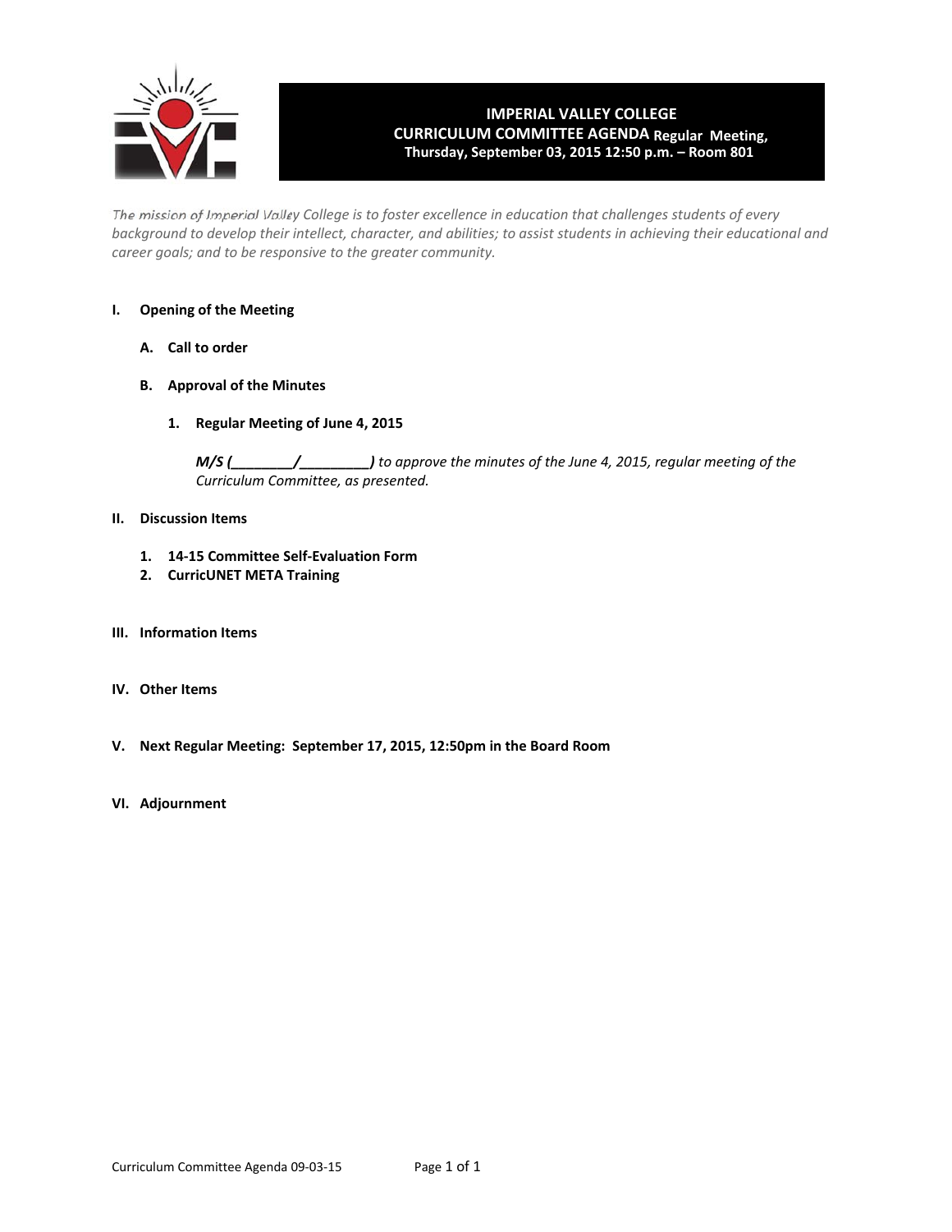# IMPERIAL VALLEY COLLEGE
## CURRICULUM COMMITTEE AGENDA Regular Meeting,
### Thursday, September 03, 2015 12:50 p.m. – Room 801

*The mission of Imperial Valley College is to foster excellence in education that challenges students of every background to develop their intellect, character, and abilities; to assist students in achieving their educational and career goals; and to be responsive to the greater community.*

**I. Opening of the Meeting**

**A. Call to order**

**B. Approval of the Minutes**

**1. Regular Meeting of June 4, 2015**

***M/S (________/________)*** *to approve the minutes of the June 4, 2015, regular meeting of the Curriculum Committee, as presented.*

**II. Discussion Items**

1. **14-15 Committee Self-Evaluation Form**
2. **CurricUNET META Training**

**III. Information Items**

**IV. Other Items**

**V. Next Regular Meeting: September 17, 2015, 12:50pm in the Board Room**

**VI. Adjournment**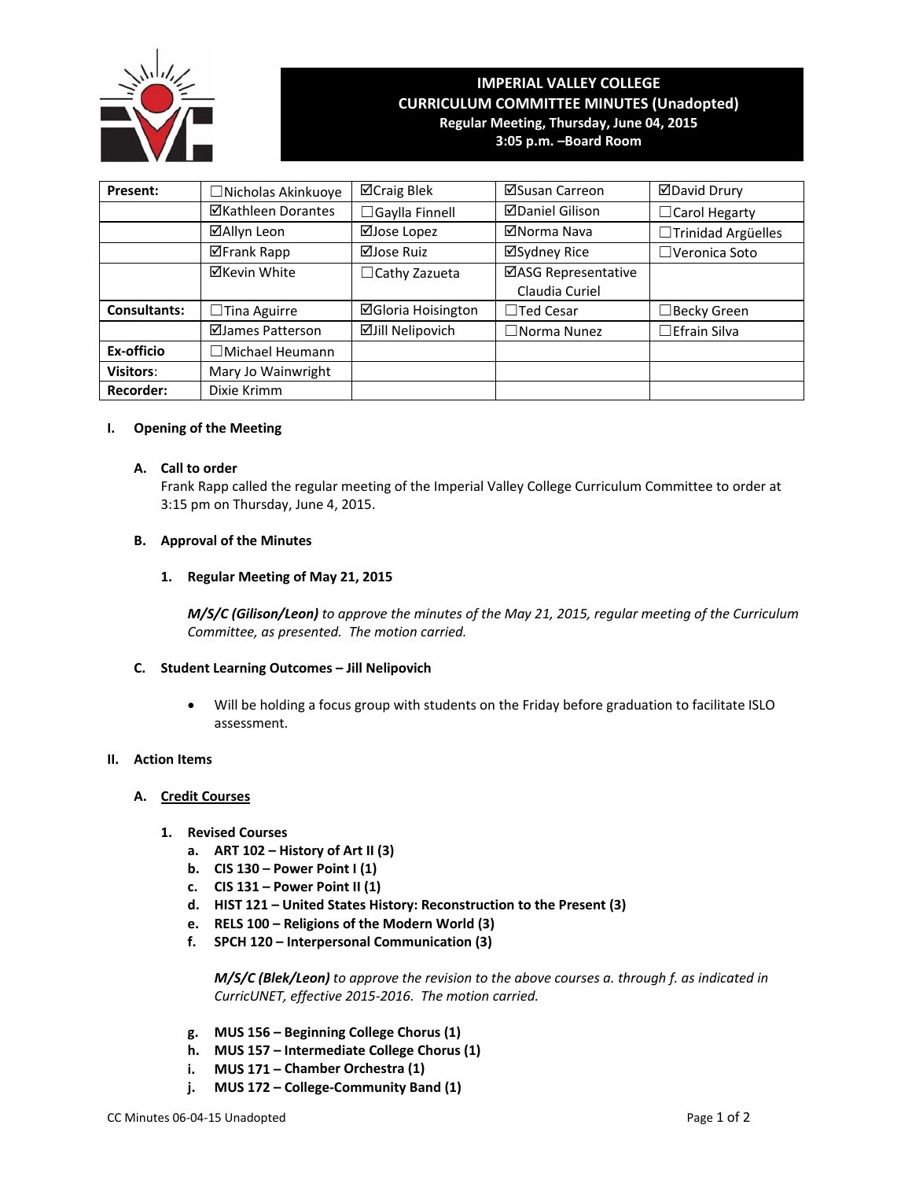# IMPERIAL VALLEY COLLEGE
## CURRICULUM COMMITTEE MINUTES (Unadopted)
### Regular Meeting, Thursday, June 04, 2015
### 3:05 p.m. –Board Room

| Present: | ☐Nicholas Akinkuoye | ☑Craig Blek | ☑Susan Carreon | ☑David Drury |
|---|---|---|---|---|
| | ☑Kathleen Dorantes | ☐Gaylla Finnell | ☑Daniel Gilison | ☐Carol Hegarty |
| | ☑Allyn Leon | ☑Jose Lopez | ☑Norma Nava | ☐Trinidad Argüelles |
| | ☑Frank Rapp | ☑Jose Ruiz | ☑Sydney Rice | ☐Veronica Soto |
| | ☑Kevin White | ☐Cathy Zazueta | ☑ASG Representative Claudia Curiel | |
| **Consultants:** | ☐Tina Aguirre | ☑Gloria Hoisington | ☐Ted Cesar | ☐Becky Green |
| | ☑James Patterson | ☑Jill Nelipovich | ☐Norma Nunez | ☐Efrain Silva |
| **Ex-officio** | ☐Michael Heumann | | | |
| **Visitors:** | Mary Jo Wainwright | | | |
| **Recorder:** | Dixie Krimm | | | |

**I. Opening of the Meeting**

**A. Call to order**

Frank Rapp called the regular meeting of the Imperial Valley College Curriculum Committee to order at 3:15 pm on Thursday, June 4, 2015.

**B. Approval of the Minutes**

**1. Regular Meeting of May 21, 2015**

***M/S/C (Gilison/Leon)*** *to approve the minutes of the May 21, 2015, regular meeting of the Curriculum Committee, as presented. The motion carried.*

**C. Student Learning Outcomes – Jill Nelipovich**

- Will be holding a focus group with students on the Friday before graduation to facilitate ISLO assessment.

**II. Action Items**

**A. Credit Courses**

**1. Revised Courses**

a. **ART 102 – History of Art II (3)**
b. **CIS 130 – Power Point I (1)**
c. **CIS 131 – Power Point II (1)**
d. **HIST 121 – United States History: Reconstruction to the Present (3)**
e. **RELS 100 – Religions of the Modern World (3)**
f. **SPCH 120 – Interpersonal Communication (3)**

***M/S/C (Blek/Leon)*** *to approve the revision to the above courses a. through f. as indicated in CurricUNET, effective 2015-2016. The motion carried.*

g. **MUS 156 – Beginning College Chorus (1)**
h. **MUS 157 – Intermediate College Chorus (1)**
i. **MUS 171 – Chamber Orchestra (1)**
j. **MUS 172 – College-Community Band (1)**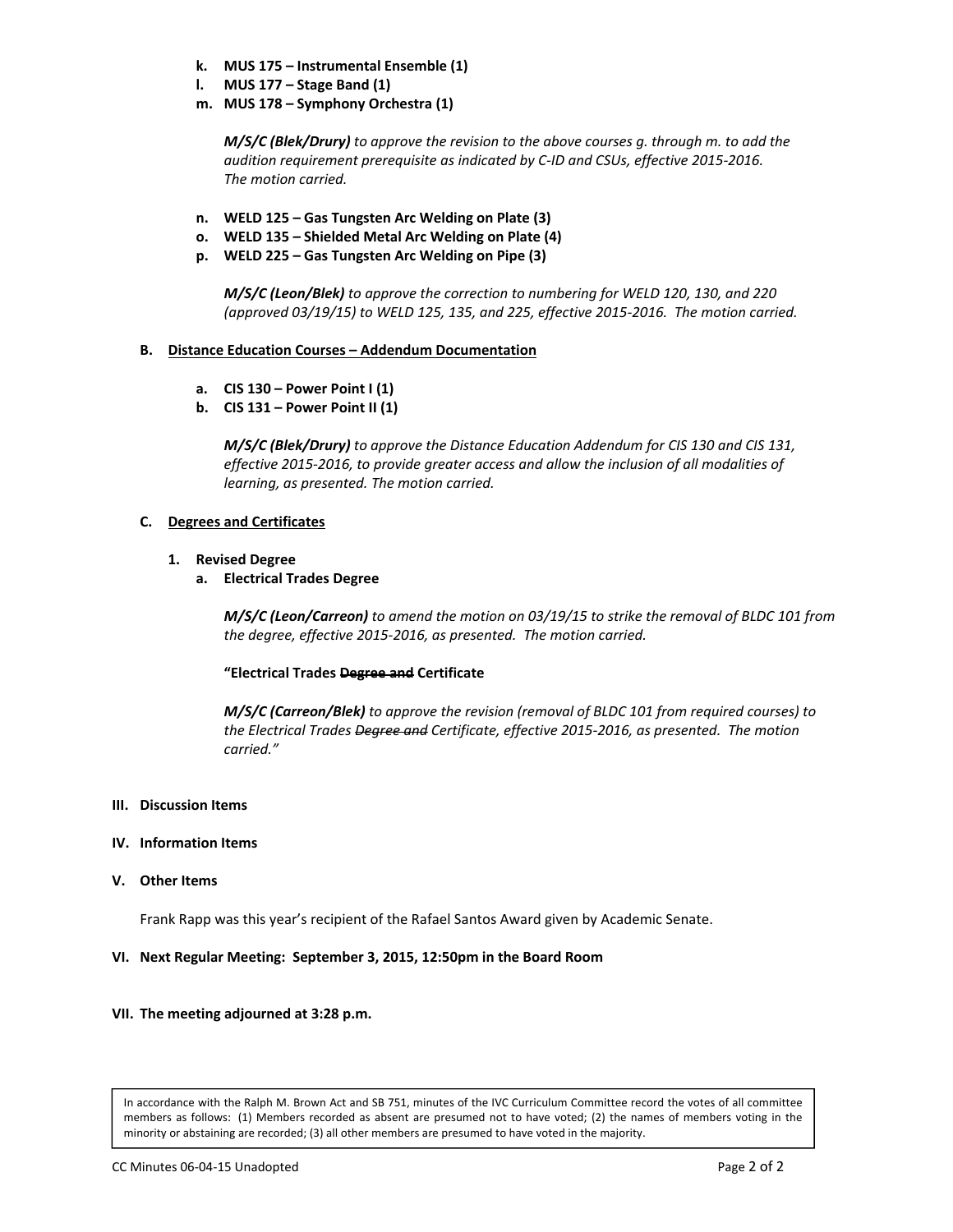k. **MUS 175 – Instrumental Ensemble (1)**
l. **MUS 177 – Stage Band (1)**
m. **MUS 178 – Symphony Orchestra (1)**

*__M/S/C (Blek/Drury)__ to approve the revision to the above courses g. through m. to add the audition requirement prerequisite as indicated by C-ID and CSUs, effective 2015-2016. The motion carried.*

n. **WELD 125 – Gas Tungsten Arc Welding on Plate (3)**
o. **WELD 135 – Shielded Metal Arc Welding on Plate (4)**
p. **WELD 225 – Gas Tungsten Arc Welding on Pipe (3)**

*__M/S/C (Leon/Blek)__ to approve the correction to numbering for WELD 120, 130, and 220 (approved 03/19/15) to WELD 125, 135, and 225, effective 2015-2016. The motion carried.*

**B. <u>Distance Education Courses – Addendum Documentation</u>**

a. **CIS 130 – Power Point I (1)**
b. **CIS 131 – Power Point II (1)**

*__M/S/C (Blek/Drury)__ to approve the Distance Education Addendum for CIS 130 and CIS 131, effective 2015-2016, to provide greater access and allow the inclusion of all modalities of learning, as presented. The motion carried.*

**C. <u>Degrees and Certificates</u>**

**1. Revised Degree**

a. **Electrical Trades Degree**

*__M/S/C (Leon/Carreon)__ to amend the motion on 03/19/15 to strike the removal of BLDC 101 from the degree, effective 2015-2016, as presented. The motion carried.*

**"Electrical Trades ~~Degree and~~ Certificate**

*__M/S/C (Carreon/Blek)__ to approve the revision (removal of BLDC 101 from required courses) to the Electrical Trades ~~Degree and~~ Certificate, effective 2015-2016, as presented. The motion carried."*

**III. Discussion Items**

**IV. Information Items**

**V. Other Items**

Frank Rapp was this year's recipient of the Rafael Santos Award given by Academic Senate.

**VI. Next Regular Meeting: September 3, 2015, 12:50pm in the Board Room**

**VII. The meeting adjourned at 3:28 p.m.**

In accordance with the Ralph M. Brown Act and SB 751, minutes of the IVC Curriculum Committee record the votes of all committee members as follows: (1) Members recorded as absent are presumed not to have voted; (2) the names of members voting in the minority or abstaining are recorded; (3) all other members are presumed to have voted in the majority.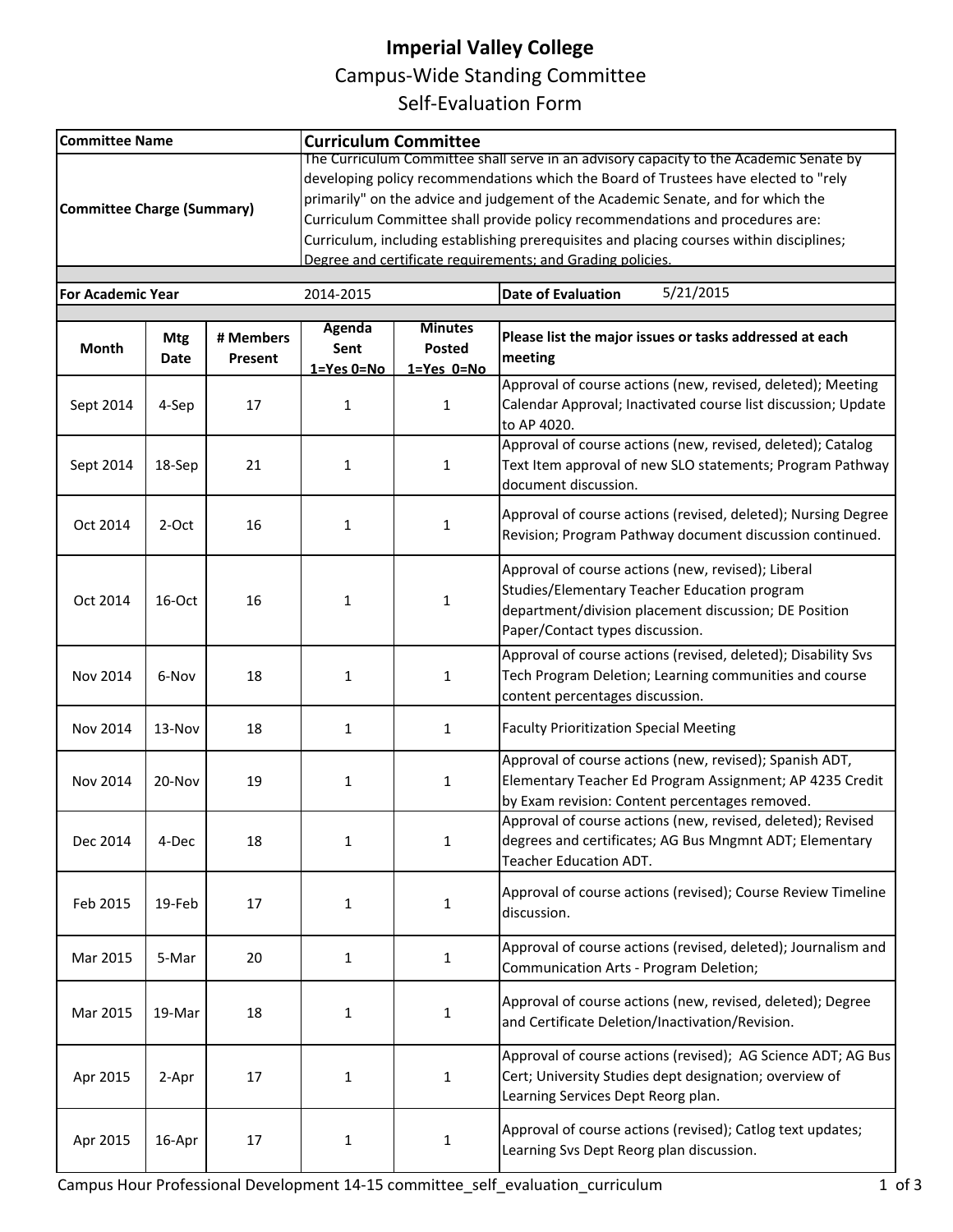# Imperial Valley College

## Campus-Wide Standing Committee

## Self-Evaluation Form

| Committee Name | Curriculum Committee |
|---|---|
| Committee Charge (Summary) | The Curriculum Committee shall serve in an advisory capacity to the Academic Senate by developing policy recommendations which the Board of Trustees have elected to "rely primarily" on the advice and judgement of the Academic Senate, and for which the Curriculum Committee shall provide policy recommendations and procedures are: Curriculum, including establishing prerequisites and placing courses within disciplines; Degree and certificate requirements; and Grading policies. |

| For Academic Year | 2014-2015 | Date of Evaluation | 5/21/2015 |
|---|---|---|---|

| Month | Mtg Date | # Members Present | Agenda Sent 1=Yes 0=No | Minutes Posted 1=Yes 0=No | Please list the major issues or tasks addressed at each meeting |
|---|---|---|---|---|---|
| Sept 2014 | 4-Sep | 17 | 1 | 1 | Approval of course actions (new, revised, deleted); Meeting Calendar Approval; Inactivated course list discussion; Update to AP 4020. |
| Sept 2014 | 18-Sep | 21 | 1 | 1 | Approval of course actions (new, revised, deleted); Catalog Text Item approval of new SLO statements; Program Pathway document discussion. |
| Oct 2014 | 2-Oct | 16 | 1 | 1 | Approval of course actions (revised, deleted); Nursing Degree Revision; Program Pathway document discussion continued. |
| Oct 2014 | 16-Oct | 16 | 1 | 1 | Approval of course actions (new, revised); Liberal Studies/Elementary Teacher Education program department/division placement discussion; DE Position Paper/Contact types discussion. |
| Nov 2014 | 6-Nov | 18 | 1 | 1 | Approval of course actions (revised, deleted); Disability Svs Tech Program Deletion; Learning communities and course content percentages discussion. |
| Nov 2014 | 13-Nov | 18 | 1 | 1 | Faculty Prioritization Special Meeting |
| Nov 2014 | 20-Nov | 19 | 1 | 1 | Approval of course actions (new, revised); Spanish ADT, Elementary Teacher Ed Program Assignment; AP 4235 Credit by Exam revision: Content percentages removed. |
| Dec 2014 | 4-Dec | 18 | 1 | 1 | Approval of course actions (new, revised, deleted); Revised degrees and certificates; AG Bus Mngmnt ADT; Elementary Teacher Education ADT. |
| Feb 2015 | 19-Feb | 17 | 1 | 1 | Approval of course actions (revised); Course Review Timeline discussion. |
| Mar 2015 | 5-Mar | 20 | 1 | 1 | Approval of course actions (revised, deleted); Journalism and Communication Arts - Program Deletion; |
| Mar 2015 | 19-Mar | 18 | 1 | 1 | Approval of course actions (new, revised, deleted); Degree and Certificate Deletion/Inactivation/Revision. |
| Apr 2015 | 2-Apr | 17 | 1 | 1 | Approval of course actions (revised); AG Science ADT; AG Bus Cert; University Studies dept designation; overview of Learning Services Dept Reorg plan. |
| Apr 2015 | 16-Apr | 17 | 1 | 1 | Approval of course actions (revised); Catlog text updates; Learning Svs Dept Reorg plan discussion. |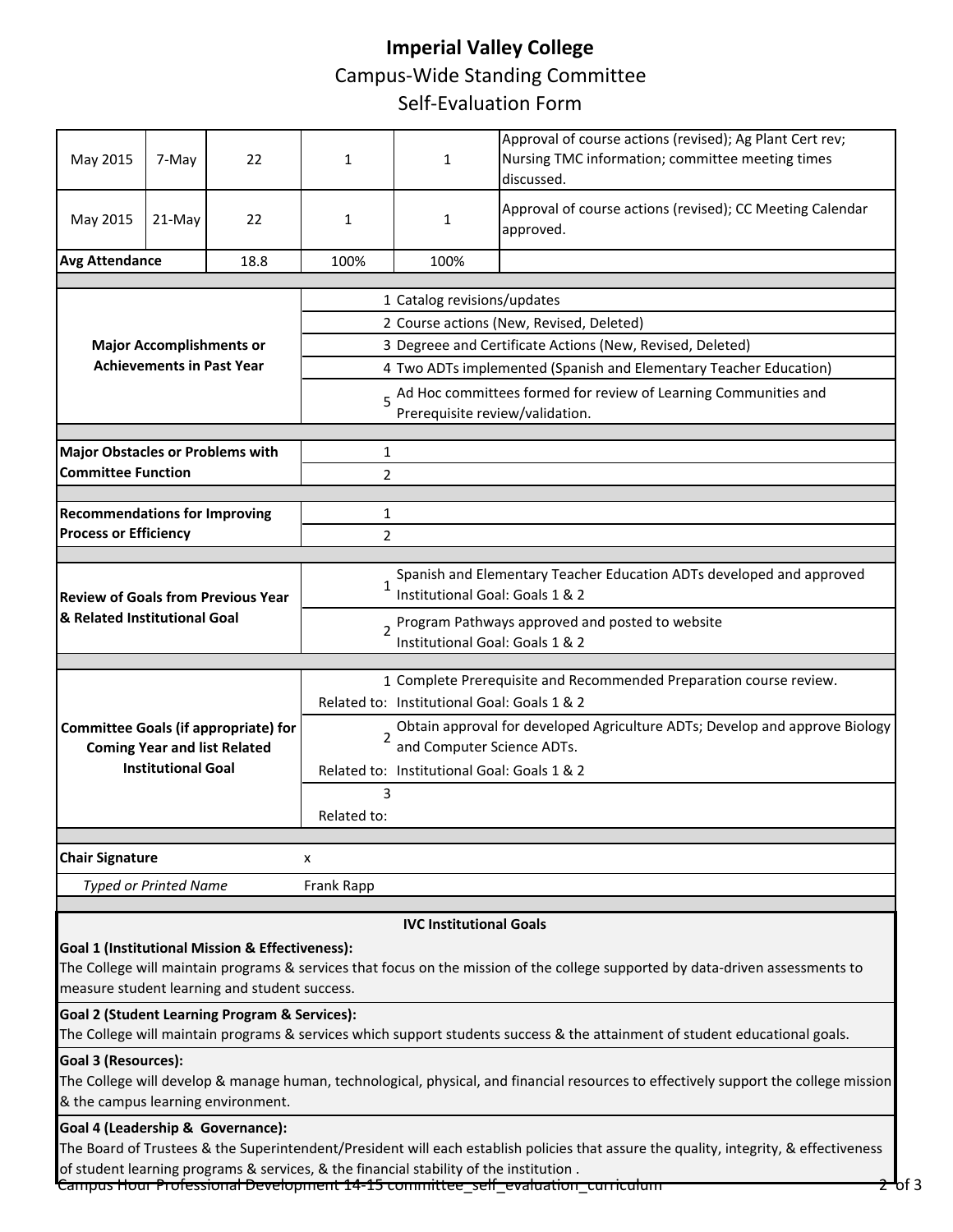# Imperial Valley College

## Campus-Wide Standing Committee

## Self-Evaluation Form

| | | | | | |
|---|---|---|---|---|---|
| May 2015 | 7-May | 22 | 1 | 1 | Approval of course actions (revised); Ag Plant Cert rev; Nursing TMC information; committee meeting times discussed. |
| May 2015 | 21-May | 22 | 1 | 1 | Approval of course actions (revised); CC Meeting Calendar approved. |
| **Avg Attendance** | | 18.8 | 100% | 100% | |

| | | |
|---|---|---|
| **Major Accomplishments or Achievements in Past Year** | 1 | Catalog revisions/updates |
| | 2 | Course actions (New, Revised, Deleted) |
| | 3 | Degreee and Certificate Actions (New, Revised, Deleted) |
| | 4 | Two ADTs implemented (Spanish and Elementary Teacher Education) |
| | 5 | Ad Hoc committees formed for review of Learning Communities and Prerequisite review/validation. |
| **Major Obstacles or Problems with Committee Function** | 1 | |
| | 2 | |
| **Recommendations for Improving Process or Efficiency** | 1 | |
| | 2 | |
| **Review of Goals from Previous Year & Related Institutional Goal** | 1 | Spanish and Elementary Teacher Education ADTs developed and approved<br>Institutional Goal: Goals 1 & 2 |
| | 2 | Program Pathways approved and posted to website<br>Institutional Goal: Goals 1 & 2 |
| **Committee Goals (if appropriate) for Coming Year and list Related Institutional Goal** | 1 | Complete Prerequisite and Recommended Preparation course review. |
| | Related to: | Institutional Goal: Goals 1 & 2 |
| | 2 | Obtain approval for developed Agriculture ADTs; Develop and approve Biology and Computer Science ADTs. |
| | Related to: | Institutional Goal: Goals 1 & 2 |
| | 3 | |
| | Related to: | |
| **Chair Signature** | x | |
| *Typed or Printed Name* | Frank Rapp | |

**IVC Institutional Goals**

**Goal 1 (Institutional Mission & Effectiveness):**
The College will maintain programs & services that focus on the mission of the college supported by data-driven assessments to measure student learning and student success.

**Goal 2 (Student Learning Program & Services):**
The College will maintain programs & services which support students success & the attainment of student educational goals.

**Goal 3 (Resources):**
The College will develop & manage human, technological, physical, and financial resources to effectively support the college mission & the campus learning environment.

**Goal 4 (Leadership & Governance):**
The Board of Trustees & the Superintendent/President will each establish policies that assure the quality, integrity, & effectiveness of student learning programs & services, & the financial stability of the institution .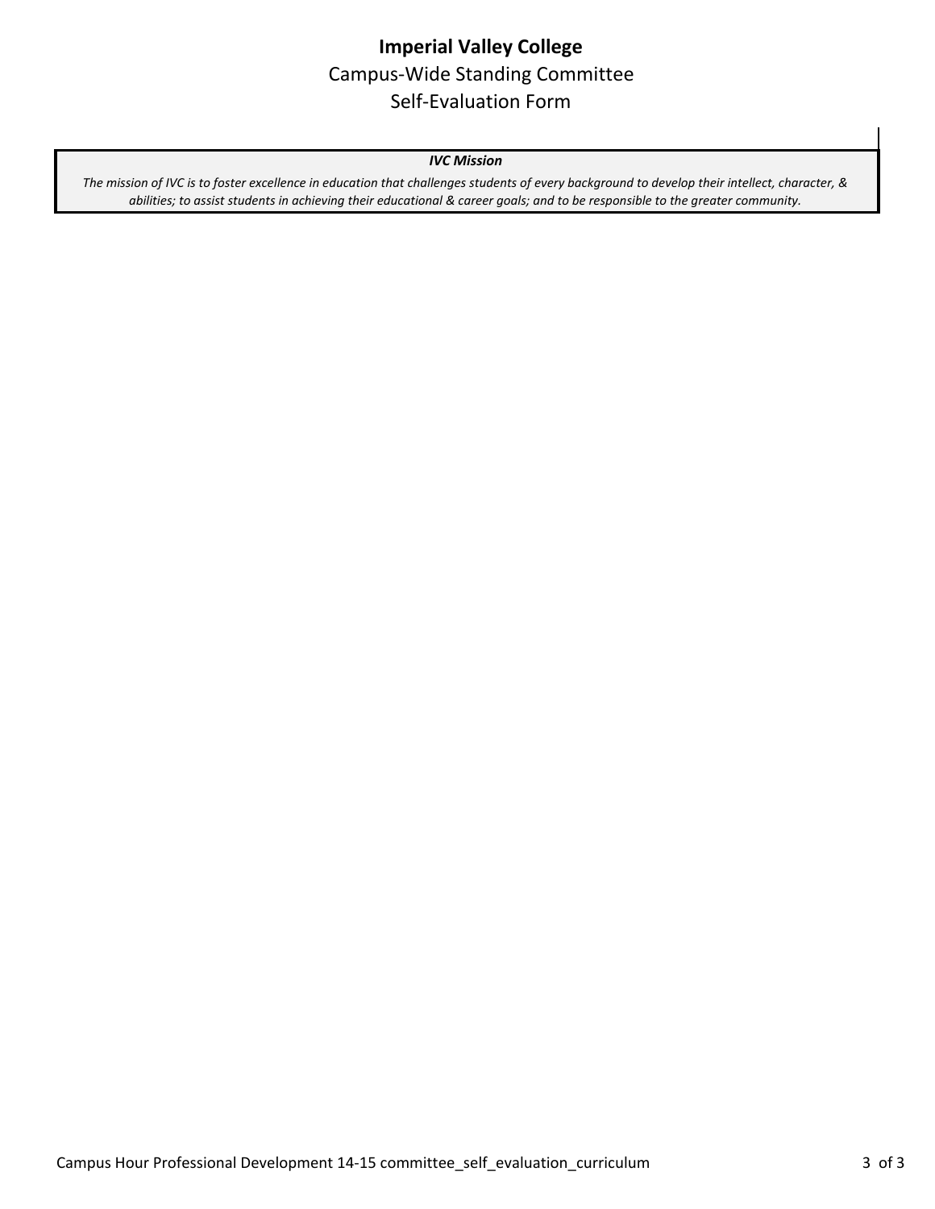# Imperial Valley College

Campus-Wide Standing Committee

Self-Evaluation Form

***IVC Mission***

*The mission of IVC is to foster excellence in education that challenges students of every background to develop their intellect, character, & abilities; to assist students in achieving their educational & career goals; and to be responsible to the greater community.*